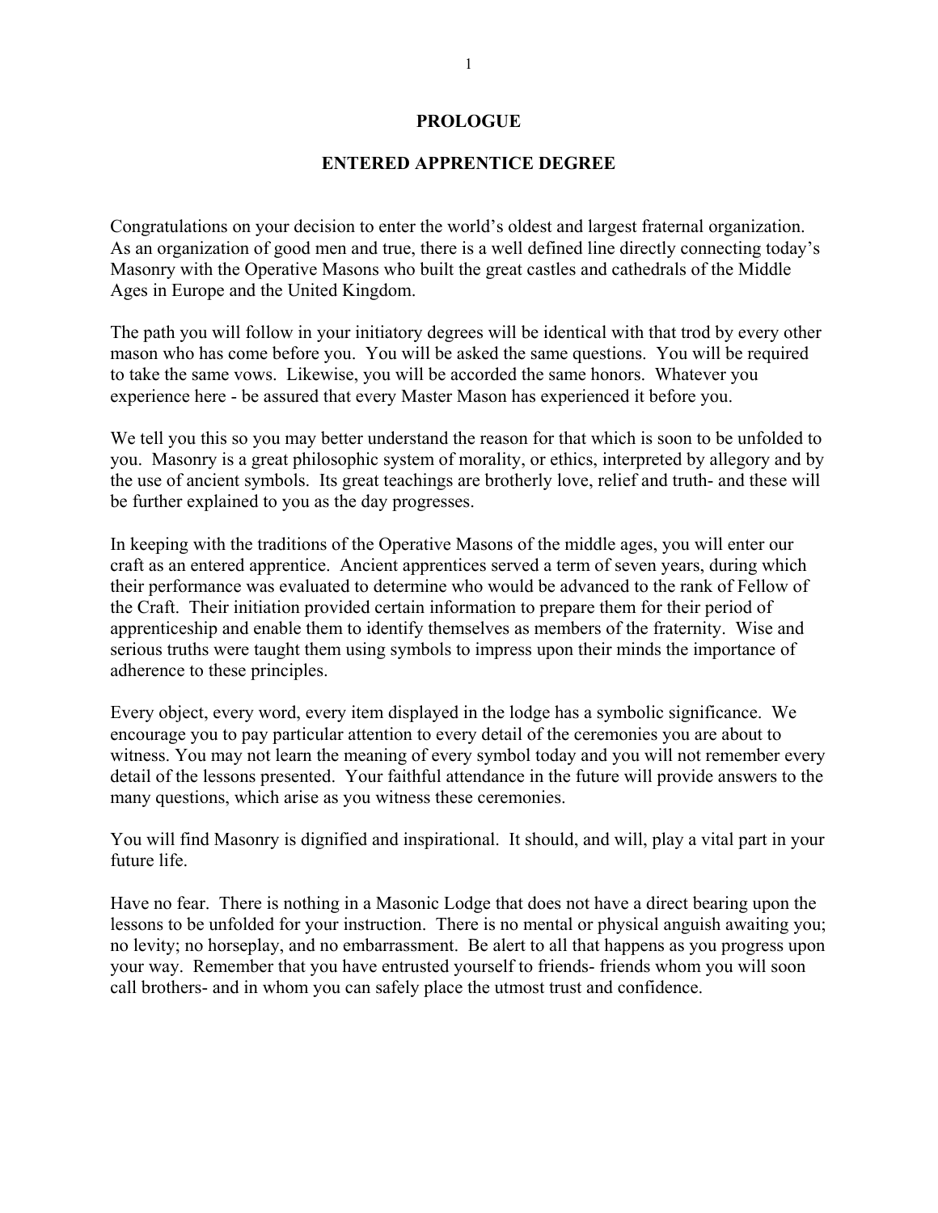# PROLOGUE

## ENTERED APPRENTICE DEGREE

Congratulations on your decision to enter the world's oldest and largest fraternal organization. As an organization of good men and true, there is a well defined line directly connecting today's Masonry with the Operative Masons who built the great castles and cathedrals of the Middle Ages in Europe and the United Kingdom.

The path you will follow in your initiatory degrees will be identical with that trod by every other mason who has come before you. You will be asked the same questions. You will be required to take the same vows. Likewise, you will be accorded the same honors. Whatever you experience here - be assured that every Master Mason has experienced it before you.

We tell you this so you may better understand the reason for that which is soon to be unfolded to you. Masonry is a great philosophic system of morality, or ethics, interpreted by allegory and by the use of ancient symbols. Its great teachings are brotherly love, relief and truth- and these will be further explained to you as the day progresses.

In keeping with the traditions of the Operative Masons of the middle ages, you will enter our craft as an entered apprentice. Ancient apprentices served a term of seven years, during which their performance was evaluated to determine who would be advanced to the rank of Fellow of the Craft. Their initiation provided certain information to prepare them for their period of apprenticeship and enable them to identify themselves as members of the fraternity. Wise and serious truths were taught them using symbols to impress upon their minds the importance of adherence to these principles.

Every object, every word, every item displayed in the lodge has a symbolic significance. We encourage you to pay particular attention to every detail of the ceremonies you are about to witness. You may not learn the meaning of every symbol today and you will not remember every detail of the lessons presented. Your faithful attendance in the future will provide answers to the many questions, which arise as you witness these ceremonies.

You will find Masonry is dignified and inspirational. It should, and will, play a vital part in your future life.

Have no fear. There is nothing in a Masonic Lodge that does not have a direct bearing upon the lessons to be unfolded for your instruction. There is no mental or physical anguish awaiting you; no levity; no horseplay, and no embarrassment. Be alert to all that happens as you progress upon your way. Remember that you have entrusted yourself to friends- friends whom you will soon call brothers- and in whom you can safely place the utmost trust and confidence.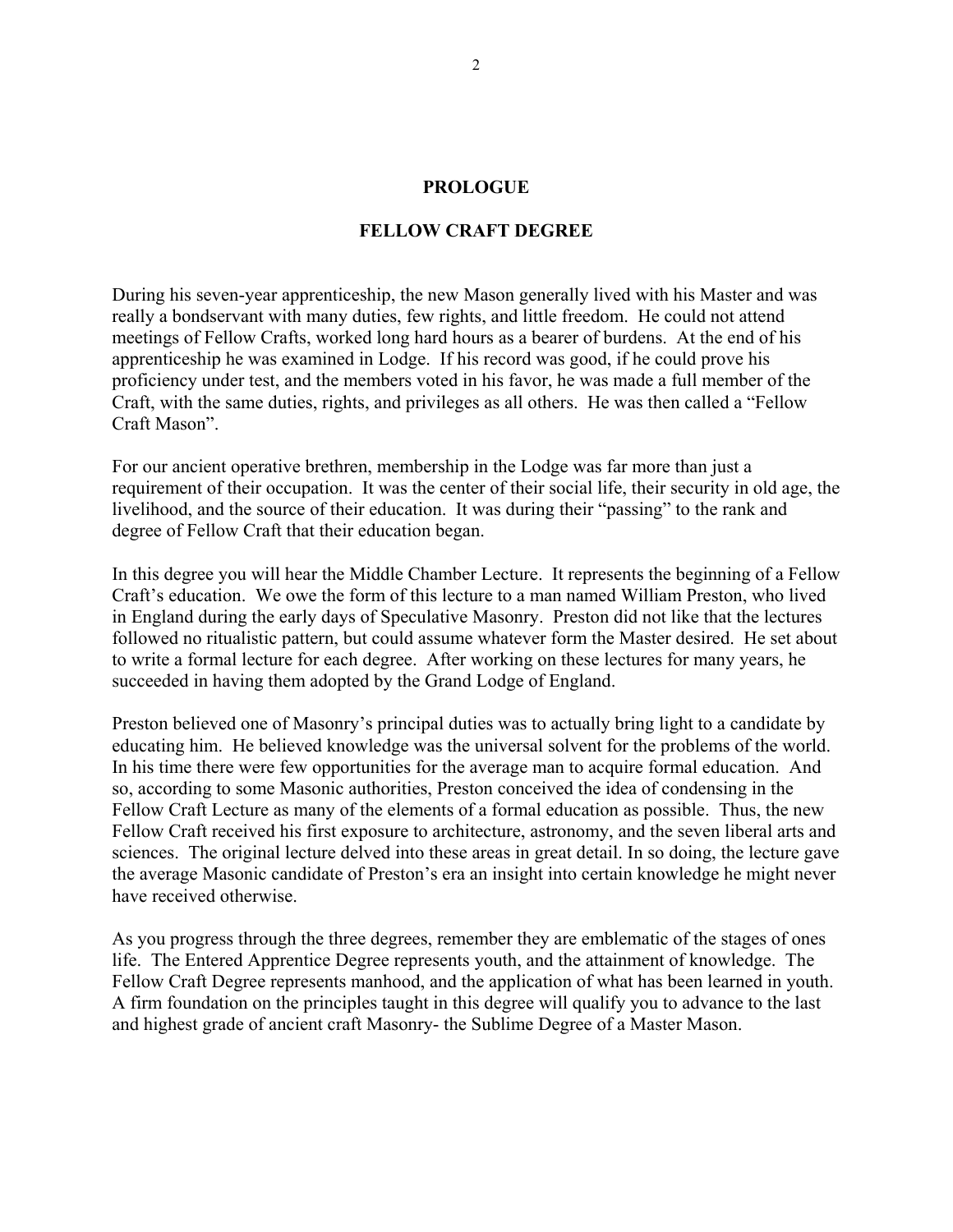## PROLOGUE

## FELLOW CRAFT DEGREE

During his seven-year apprenticeship, the new Mason generally lived with his Master and was really a bondservant with many duties, few rights, and little freedom. He could not attend meetings of Fellow Crafts, worked long hard hours as a bearer of burdens. At the end of his apprenticeship he was examined in Lodge. If his record was good, if he could prove his proficiency under test, and the members voted in his favor, he was made a full member of the Craft, with the same duties, rights, and privileges as all others. He was then called a "Fellow Craft Mason".

For our ancient operative brethren, membership in the Lodge was far more than just a requirement of their occupation. It was the center of their social life, their security in old age, the livelihood, and the source of their education. It was during their "passing" to the rank and degree of Fellow Craft that their education began.

In this degree you will hear the Middle Chamber Lecture. It represents the beginning of a Fellow Craft's education. We owe the form of this lecture to a man named William Preston, who lived in England during the early days of Speculative Masonry. Preston did not like that the lectures followed no ritualistic pattern, but could assume whatever form the Master desired. He set about to write a formal lecture for each degree. After working on these lectures for many years, he succeeded in having them adopted by the Grand Lodge of England.

Preston believed one of Masonry's principal duties was to actually bring light to a candidate by educating him. He believed knowledge was the universal solvent for the problems of the world. In his time there were few opportunities for the average man to acquire formal education. And so, according to some Masonic authorities, Preston conceived the idea of condensing in the Fellow Craft Lecture as many of the elements of a formal education as possible. Thus, the new Fellow Craft received his first exposure to architecture, astronomy, and the seven liberal arts and sciences. The original lecture delved into these areas in great detail. In so doing, the lecture gave the average Masonic candidate of Preston's era an insight into certain knowledge he might never have received otherwise.

As you progress through the three degrees, remember they are emblematic of the stages of ones life. The Entered Apprentice Degree represents youth, and the attainment of knowledge. The Fellow Craft Degree represents manhood, and the application of what has been learned in youth. A firm foundation on the principles taught in this degree will qualify you to advance to the last and highest grade of ancient craft Masonry- the Sublime Degree of a Master Mason.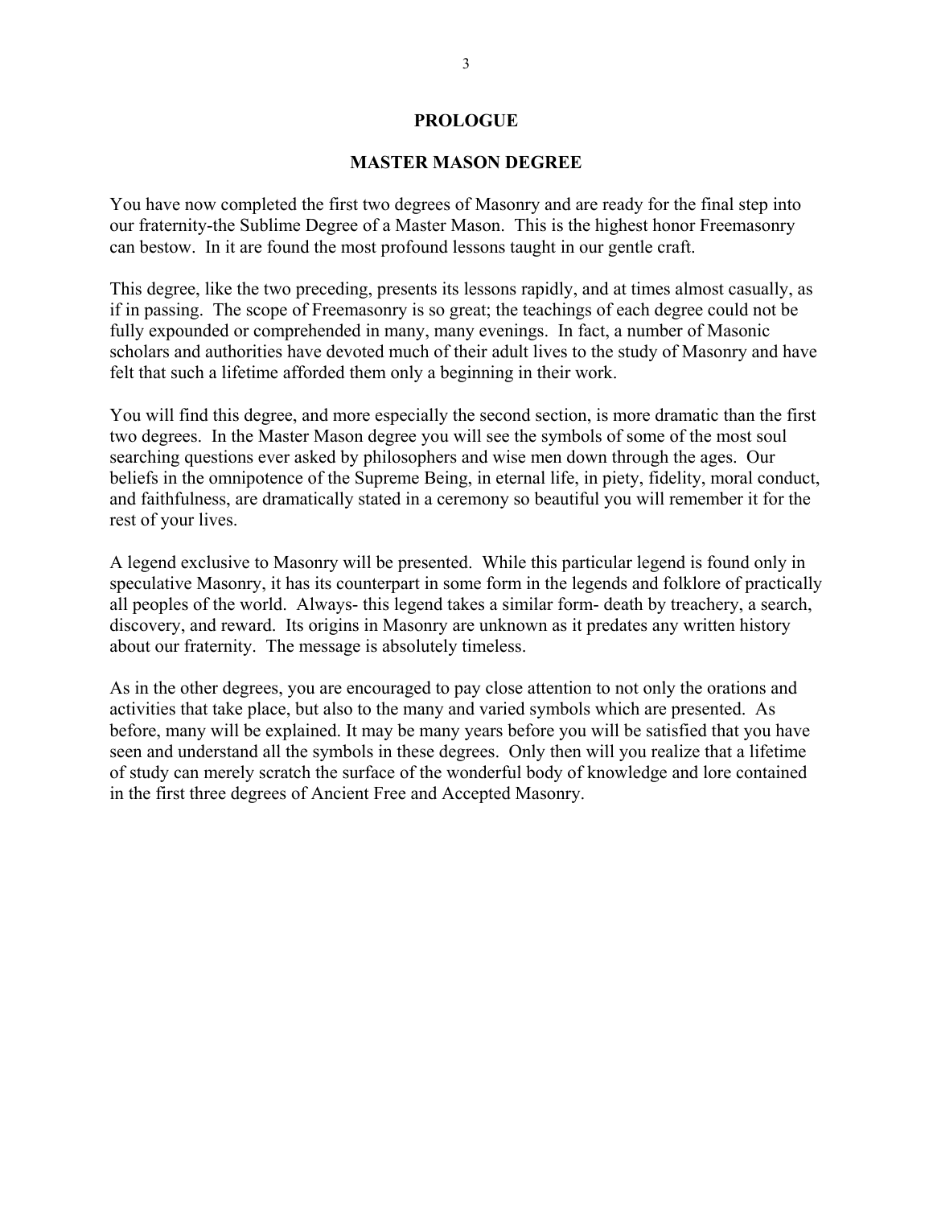## PROLOGUE

## MASTER MASON DEGREE

You have now completed the first two degrees of Masonry and are ready for the final step into our fraternity-the Sublime Degree of a Master Mason. This is the highest honor Freemasonry can bestow. In it are found the most profound lessons taught in our gentle craft.

This degree, like the two preceding, presents its lessons rapidly, and at times almost casually, as if in passing. The scope of Freemasonry is so great; the teachings of each degree could not be fully expounded or comprehended in many, many evenings. In fact, a number of Masonic scholars and authorities have devoted much of their adult lives to the study of Masonry and have felt that such a lifetime afforded them only a beginning in their work.

You will find this degree, and more especially the second section, is more dramatic than the first two degrees. In the Master Mason degree you will see the symbols of some of the most soul searching questions ever asked by philosophers and wise men down through the ages. Our beliefs in the omnipotence of the Supreme Being, in eternal life, in piety, fidelity, moral conduct, and faithfulness, are dramatically stated in a ceremony so beautiful you will remember it for the rest of your lives.

A legend exclusive to Masonry will be presented. While this particular legend is found only in speculative Masonry, it has its counterpart in some form in the legends and folklore of practically all peoples of the world. Always- this legend takes a similar form- death by treachery, a search, discovery, and reward. Its origins in Masonry are unknown as it predates any written history about our fraternity. The message is absolutely timeless.

As in the other degrees, you are encouraged to pay close attention to not only the orations and activities that take place, but also to the many and varied symbols which are presented. As before, many will be explained. It may be many years before you will be satisfied that you have seen and understand all the symbols in these degrees. Only then will you realize that a lifetime of study can merely scratch the surface of the wonderful body of knowledge and lore contained in the first three degrees of Ancient Free and Accepted Masonry.